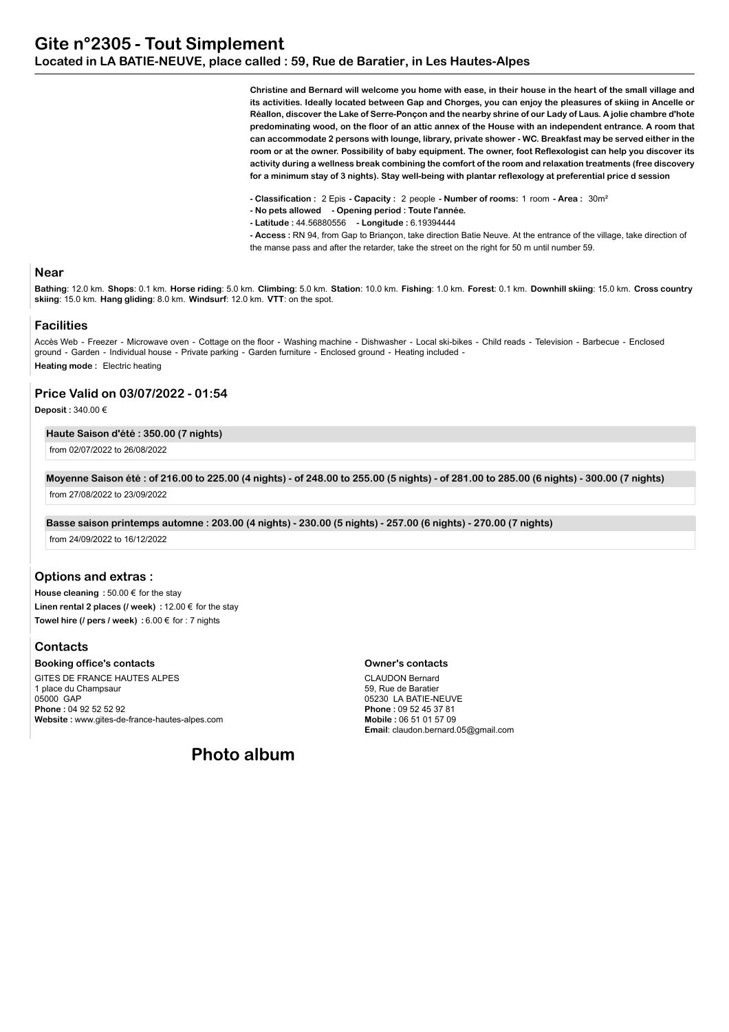# Gite n°2305 - Tout Simplement

**Located in LA BATIE-NEUVE, place called : 59, Rue de Baratier, in Les Hautes-Alpes**

**Christine and Bernard will welcome you home with ease, in their house in the heart of the small village and its activities. Ideally located between Gap and Chorges, you can enjoy the pleasures of skiing in Ancelle or Réallon, discover the Lake of Serre-Ponçon and the nearby shrine of our Lady of Laus. A jolie chambre d'hote predominating wood, on the floor of an attic annex of the House with an independent entrance. A room that can accommodate 2 persons with lounge, library, private shower - WC. Breakfast may be served either in the room or at the owner. Possibility of baby equipment. The owner, foot Reflexologist can help you discover its activity during a wellness break combining the comfort of the room and relaxation treatments (free discovery for a minimum stay of 3 nights). Stay well-being with plantar reflexology at preferential price d session**

- **Classification :** 2 Epis **- Capacity :** 2 people **- Number of rooms:** 1 room **- Area :** 30m²
- **No pets allowed - Opening period : Toute l'année.**
- **Latitude :** 44.56880556 **- Longitude :** 6.19394444
- **Access :** RN 94, from Gap to Briançon, take direction Batie Neuve. At the entrance of the village, take direction of the manse pass and after the retarder, take the street on the right for 50 m until number 59.

## Near

**Bathing**: 12.0 km. **Shops**: 0.1 km. **Horse riding**: 5.0 km. **Climbing**: 5.0 km. **Station**: 10.0 km. **Fishing**: 1.0 km. **Forest**: 0.1 km. **Downhill skiing**: 15.0 km. **Cross country skiing**: 15.0 km. **Hang gliding**: 8.0 km. **Windsurf**: 12.0 km. **VTT**: on the spot.

## Facilities

Accès Web - Freezer - Microwave oven - Cottage on the floor - Washing machine - Dishwasher - Local ski-bikes - Child reads - Television - Barbecue - Enclosed ground - Garden - Individual house - Private parking - Garden furniture - Enclosed ground - Heating included -

**Heating mode :** Electric heating

## Price Valid on 03/07/2022 - 01:54

**Deposit :** 340.00 €

**Haute Saison d'été : 350.00 (7 nights)**

from 02/07/2022 to 26/08/2022

**Moyenne Saison été : of 216.00 to 225.00 (4 nights) - of 248.00 to 255.00 (5 nights) - of 281.00 to 285.00 (6 nights) - 300.00 (7 nights)**

from 27/08/2022 to 23/09/2022

**Basse saison printemps automne : 203.00 (4 nights) - 230.00 (5 nights) - 257.00 (6 nights) - 270.00 (7 nights)**

from 24/09/2022 to 16/12/2022

## Options and extras :

**House cleaning :** 50.00 € for the stay

**Linen rental 2 places (/ week) :** 12.00 € for the stay

**Towel hire (/ pers / week) :** 6.00 € for : 7 nights

## Contacts

**Booking office's contacts**

GITES DE FRANCE HAUTES ALPES
1 place du Champsaur
05000 GAP
**Phone :** 04 92 52 52 92
**Website :** www.gites-de-france-hautes-alpes.com

**Owner's contacts**

CLAUDON Bernard
59, Rue de Baratier
05230 LA BATIE-NEUVE
**Phone :** 09 52 45 37 81
**Mobile :** 06 51 01 57 09
**Email**: claudon.bernard.05@gmail.com

## Photo album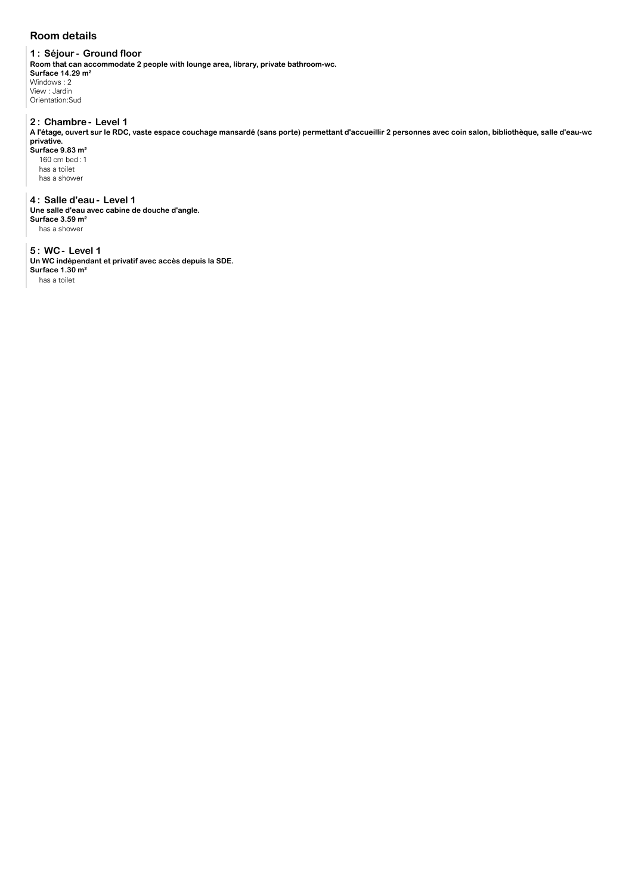## Room details

### 1 : Séjour - Ground floor

**Room that can accommodate 2 people with lounge area, library, private bathroom-wc.**
**Surface 14.29 m²**
Windows : 2
View : Jardin
Orientation:Sud

### 2 : Chambre - Level 1

**A l'étage, ouvert sur le RDC, vaste espace couchage mansardé (sans porte) permettant d'accueillir 2 personnes avec coin salon, bibliothèque, salle d'eau-wc privative.**
**Surface 9.83 m²**
- 160 cm bed : 1
- has a toilet
- has a shower

### 4 : Salle d'eau - Level 1

**Une salle d'eau avec cabine de douche d'angle.**
**Surface 3.59 m²**
- has a shower

### 5 : WC - Level 1

**Un WC indépendant et privatif avec accès depuis la SDE.**
**Surface 1.30 m²**
- has a toilet